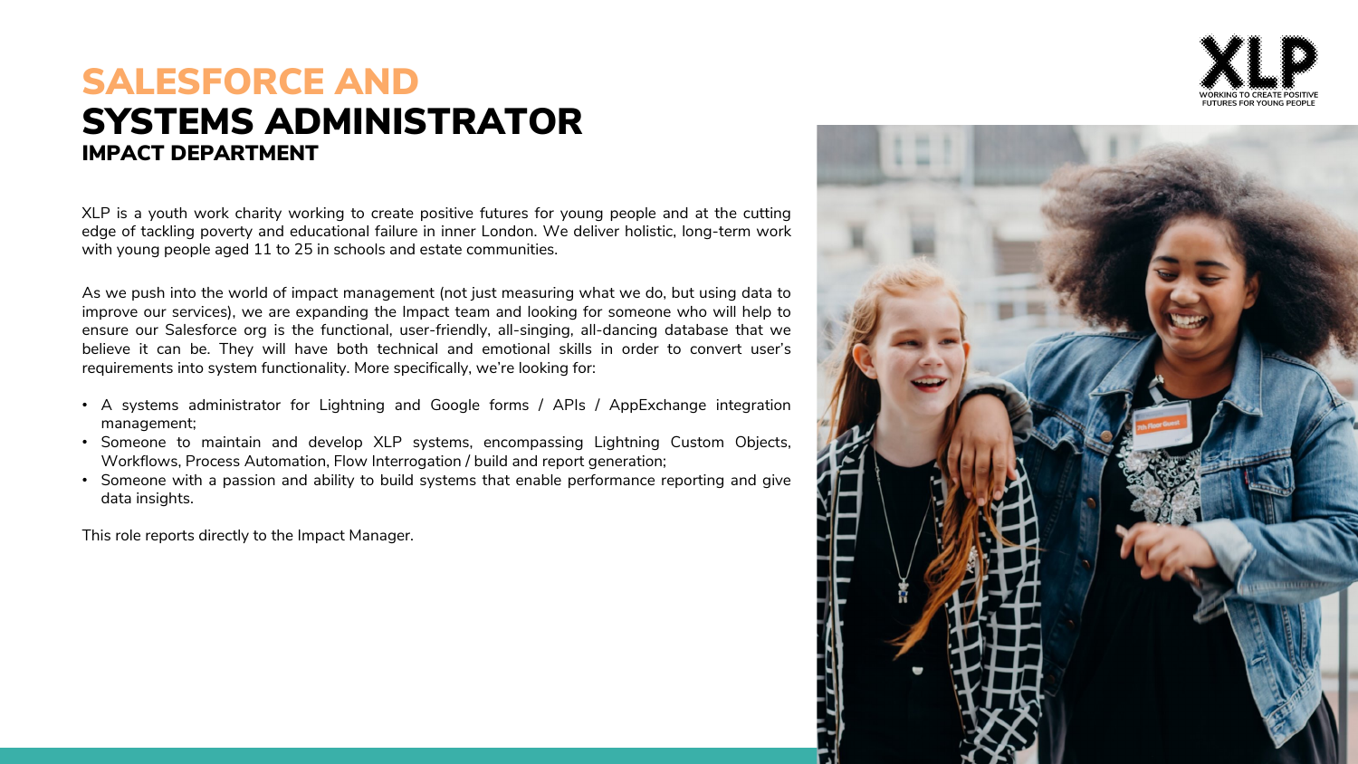# SALESFORCE AND SYSTEMS ADMINISTRATOR

## IMPACT DEPARTMENT

XLP is a youth work charity working to create positive futures for young people and at the cutting edge of tackling poverty and educational failure in inner London. We deliver holistic, long-term work with young people aged 11 to 25 in schools and estate communities.

As we push into the world of impact management (not just measuring what we do, but using data to improve our services), we are expanding the Impact team and looking for someone who will help to ensure our Salesforce org is the functional, user-friendly, all-singing, all-dancing database that we believe it can be. They will have both technical and emotional skills in order to convert user's requirements into system functionality. More specifically, we're looking for:

- A systems administrator for Lightning and Google forms / APIs / AppExchange integration management;
- Someone to maintain and develop XLP systems, encompassing Lightning Custom Objects, Workflows, Process Automation, Flow Interrogation / build and report generation;
- Someone with a passion and ability to build systems that enable performance reporting and give data insights.

This role reports directly to the Impact Manager.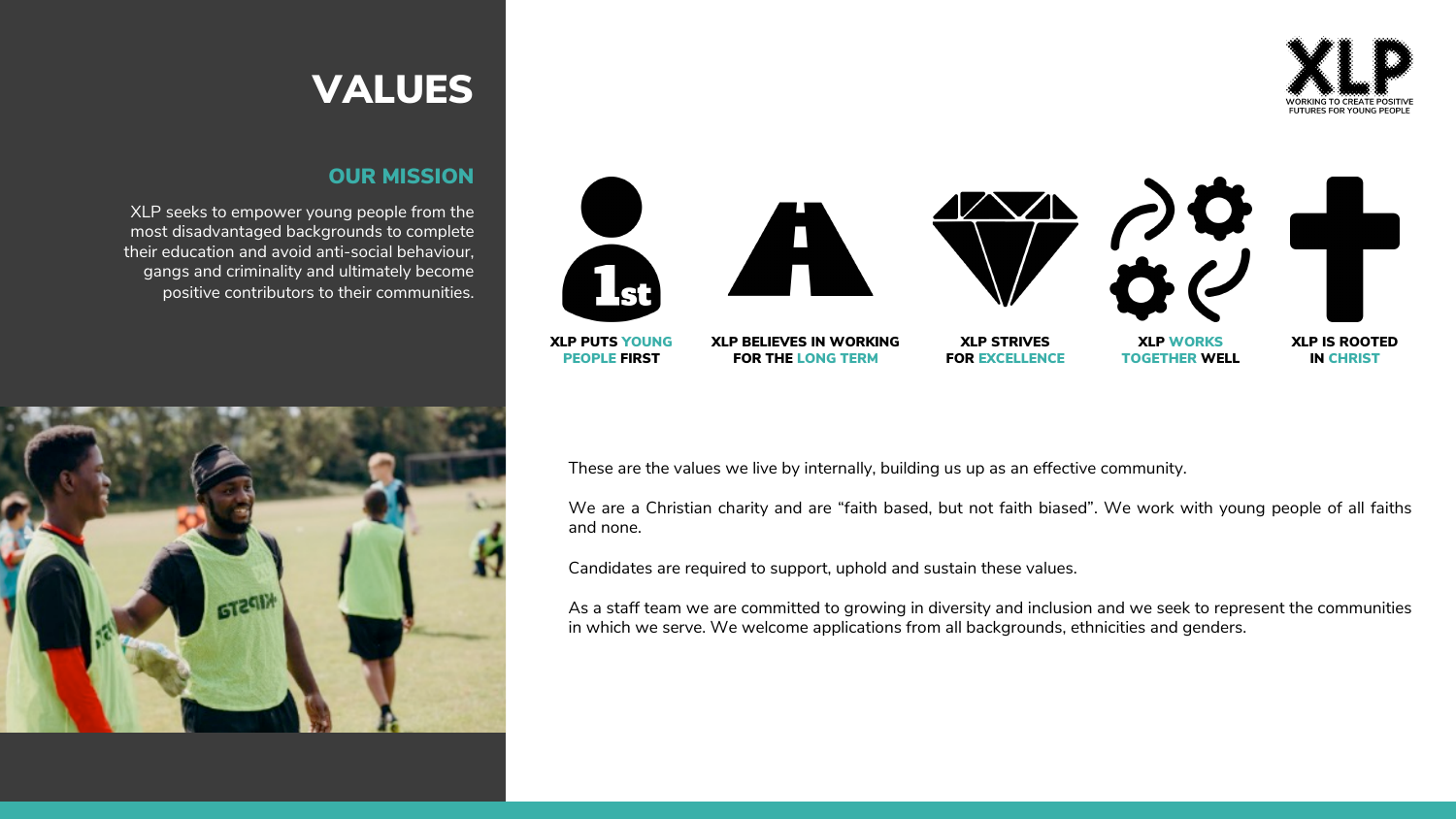# VALUES

## OUR MISSION

XLP seeks to empower young people from the most disadvantaged backgrounds to complete their education and avoid anti-social behaviour, gangs and criminality and ultimately become positive contributors to their communities.

**XLP PUTS YOUNG PEOPLE FIRST**

**XLP BELIEVES IN WORKING FOR THE LONG TERM**

**XLP STRIVES FOR EXCELLENCE**

**XLP WORKS TOGETHER WELL**

**XLP IS ROOTED IN CHRIST**

These are the values we live by internally, building us up as an effective community.

We are a Christian charity and are "faith based, but not faith biased". We work with young people of all faiths and none.

Candidates are required to support, uphold and sustain these values.

As a staff team we are committed to growing in diversity and inclusion and we seek to represent the communities in which we serve. We welcome applications from all backgrounds, ethnicities and genders.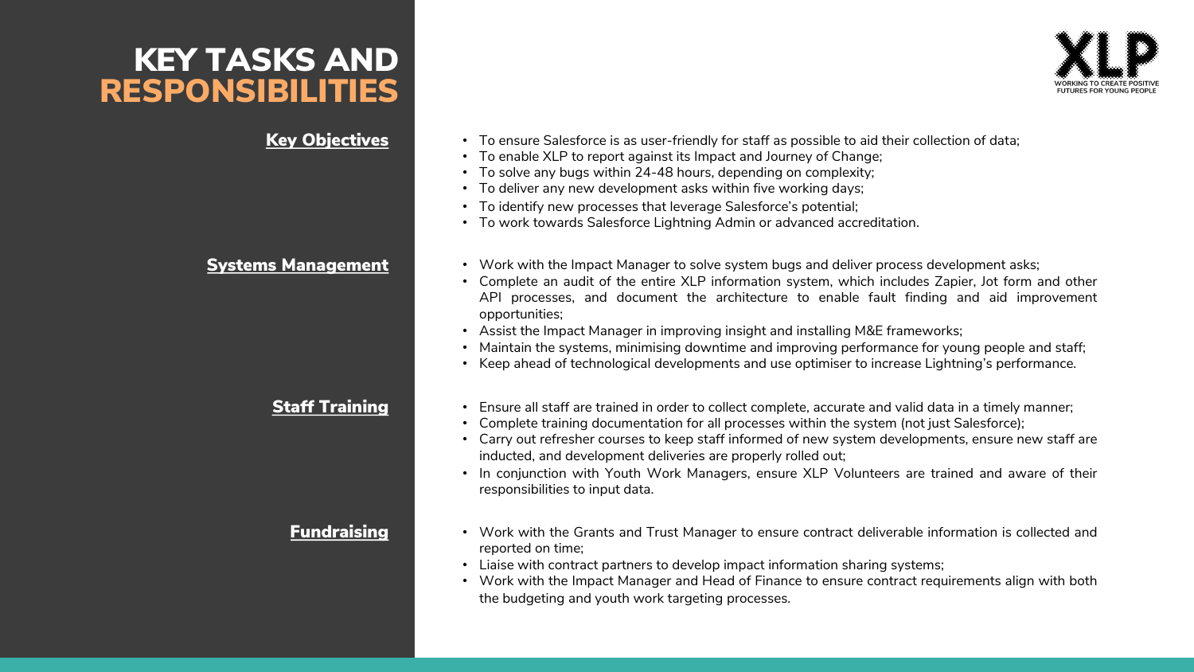# KEY TASKS AND RESPONSIBILITIES

XLP
WORKING TO CREATE POSITIVE FUTURES FOR YOUNG PEOPLE

## Key Objectives

- To ensure Salesforce is as user-friendly for staff as possible to aid their collection of data;
- To enable XLP to report against its Impact and Journey of Change;
- To solve any bugs within 24-48 hours, depending on complexity;
- To deliver any new development asks within five working days;
- To identify new processes that leverage Salesforce's potential;
- To work towards Salesforce Lightning Admin or advanced accreditation.

## Systems Management

- Work with the Impact Manager to solve system bugs and deliver process development asks;
- Complete an audit of the entire XLP information system, which includes Zapier, Jot form and other API processes, and document the architecture to enable fault finding and aid improvement opportunities;
- Assist the Impact Manager in improving insight and installing M&E frameworks;
- Maintain the systems, minimising downtime and improving performance for young people and staff;
- Keep ahead of technological developments and use optimiser to increase Lightning's performance.

## Staff Training

- Ensure all staff are trained in order to collect complete, accurate and valid data in a timely manner;
- Complete training documentation for all processes within the system (not just Salesforce);
- Carry out refresher courses to keep staff informed of new system developments, ensure new staff are inducted, and development deliveries are properly rolled out;
- In conjunction with Youth Work Managers, ensure XLP Volunteers are trained and aware of their responsibilities to input data.

## Fundraising

- Work with the Grants and Trust Manager to ensure contract deliverable information is collected and reported on time;
- Liaise with contract partners to develop impact information sharing systems;
- Work with the Impact Manager and Head of Finance to ensure contract requirements align with both the budgeting and youth work targeting processes.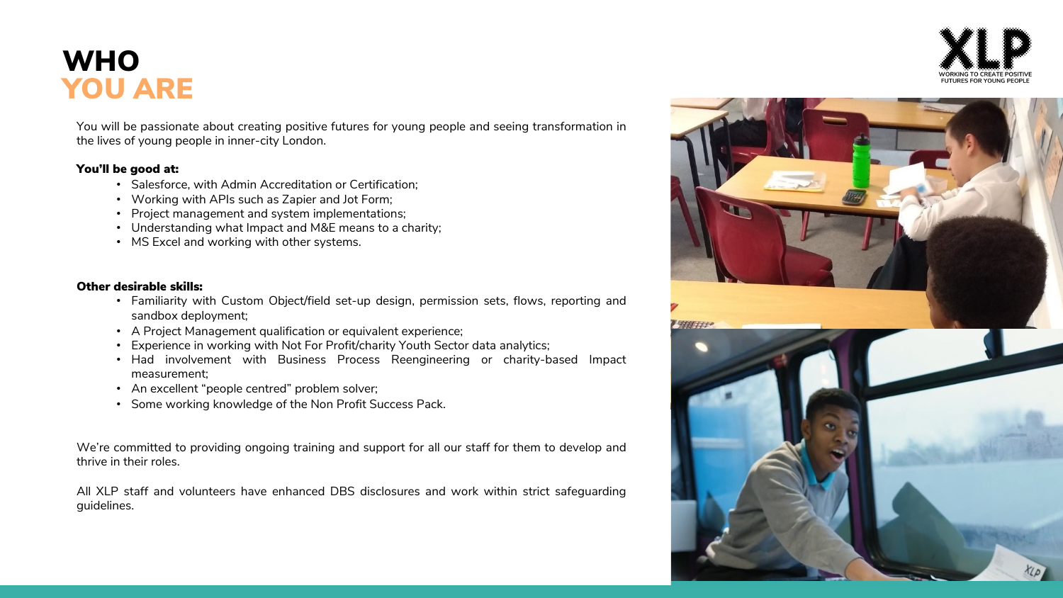# WHO YOU ARE

You will be passionate about creating positive futures for young people and seeing transformation in the lives of young people in inner-city London.

**You'll be good at:**

- Salesforce, with Admin Accreditation or Certification;
- Working with APIs such as Zapier and Jot Form;
- Project management and system implementations;
- Understanding what Impact and M&E means to a charity;
- MS Excel and working with other systems.

**Other desirable skills:**

- Familiarity with Custom Object/field set-up design, permission sets, flows, reporting and sandbox deployment;
- A Project Management qualification or equivalent experience;
- Experience in working with Not For Profit/charity Youth Sector data analytics;
- Had involvement with Business Process Reengineering or charity-based Impact measurement;
- An excellent "people centred" problem solver;
- Some working knowledge of the Non Profit Success Pack.

We're committed to providing ongoing training and support for all our staff for them to develop and thrive in their roles.

All XLP staff and volunteers have enhanced DBS disclosures and work within strict safeguarding guidelines.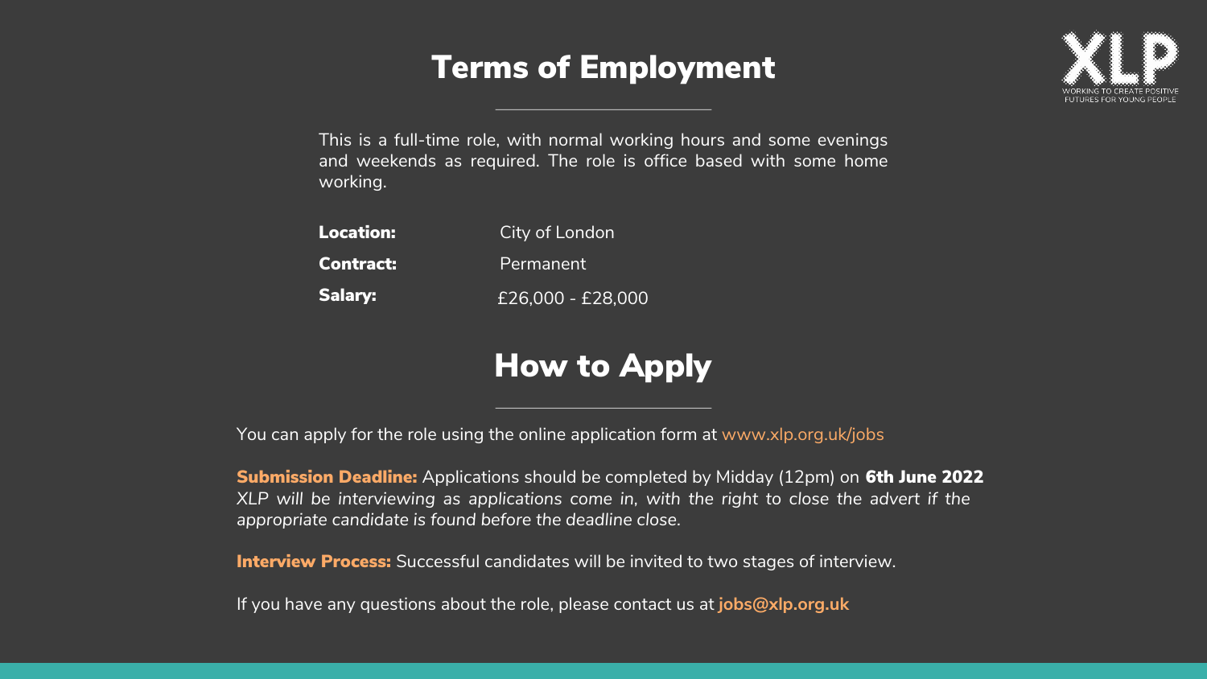# Terms of Employment

This is a full-time role, with normal working hours and some evenings and weekends as required. The role is office based with some home working.

| | |
|---|---|
| **Location:** | City of London |
| **Contract:** | Permanent |
| **Salary:** | £26,000 - £28,000 |

# How to Apply

You can apply for the role using the online application form at www.xlp.org.uk/jobs

**Submission Deadline:** Applications should be completed by Midday (12pm) on **6th June 2022**
*XLP will be interviewing as applications come in, with the right to close the advert if the appropriate candidate is found before the deadline close.*

**Interview Process:** Successful candidates will be invited to two stages of interview.

If you have any questions about the role, please contact us at **jobs@xlp.org.uk**